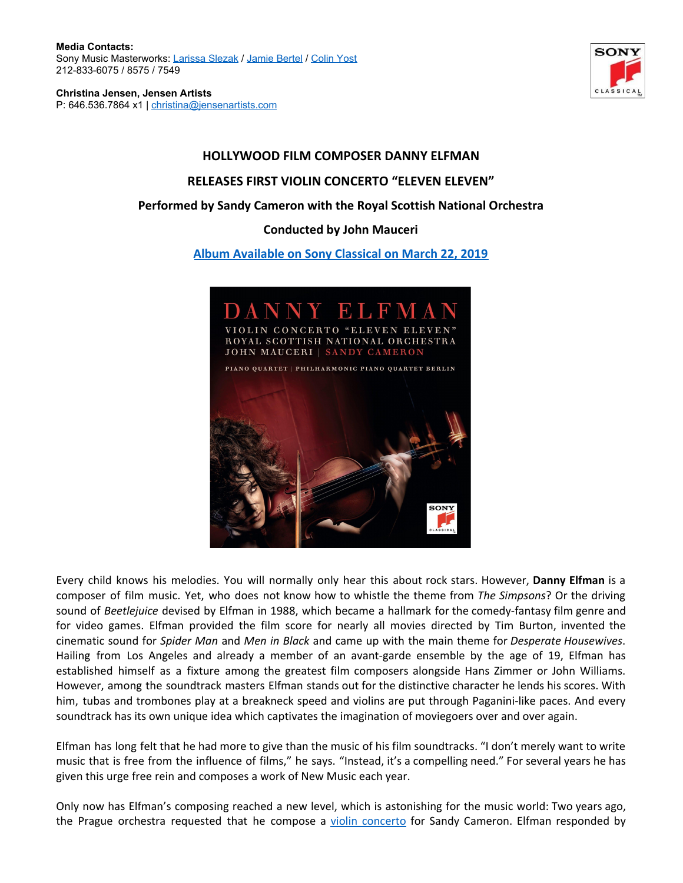**Media Contacts:**
Sony Music Masterworks: [Larissa Slezak](#) / [Jamie Bertel](#) / [Colin Yost](#)
212-833-6075 / 8575 / 7549

**Christina Jensen, Jensen Artists**
P: 646.536.7864 x1 | [christina@jensenartists.com](mailto:christina@jensenartists.com)

## HOLLYWOOD FILM COMPOSER DANNY ELFMAN

## RELEASES FIRST VIOLIN CONCERTO "ELEVEN ELEVEN"

### Performed by Sandy Cameron with the Royal Scottish National Orchestra

### Conducted by John Mauceri

### [Album Available on Sony Classical on March 22, 2019](#)

Every child knows his melodies. You will normally only hear this about rock stars. However, **Danny Elfman** is a composer of film music. Yet, who does not know how to whistle the theme from *The Simpsons*? Or the driving sound of *Beetlejuice* devised by Elfman in 1988, which became a hallmark for the comedy-fantasy film genre and for video games. Elfman provided the film score for nearly all movies directed by Tim Burton, invented the cinematic sound for *Spider Man* and *Men in Black* and came up with the main theme for *Desperate Housewives*. Hailing from Los Angeles and already a member of an avant-garde ensemble by the age of 19, Elfman has established himself as a fixture among the greatest film composers alongside Hans Zimmer or John Williams. However, among the soundtrack masters Elfman stands out for the distinctive character he lends his scores. With him, tubas and trombones play at a breakneck speed and violins are put through Paganini-like paces. And every soundtrack has its own unique idea which captivates the imagination of moviegoers over and over again.

Elfman has long felt that he had more to give than the music of his film soundtracks. "I don't merely want to write music that is free from the influence of films," he says. "Instead, it's a compelling need." For several years he has given this urge free rein and composes a work of New Music each year.

Only now has Elfman's composing reached a new level, which is astonishing for the music world: Two years ago, the Prague orchestra requested that he compose a [violin concerto](#) for Sandy Cameron. Elfman responded by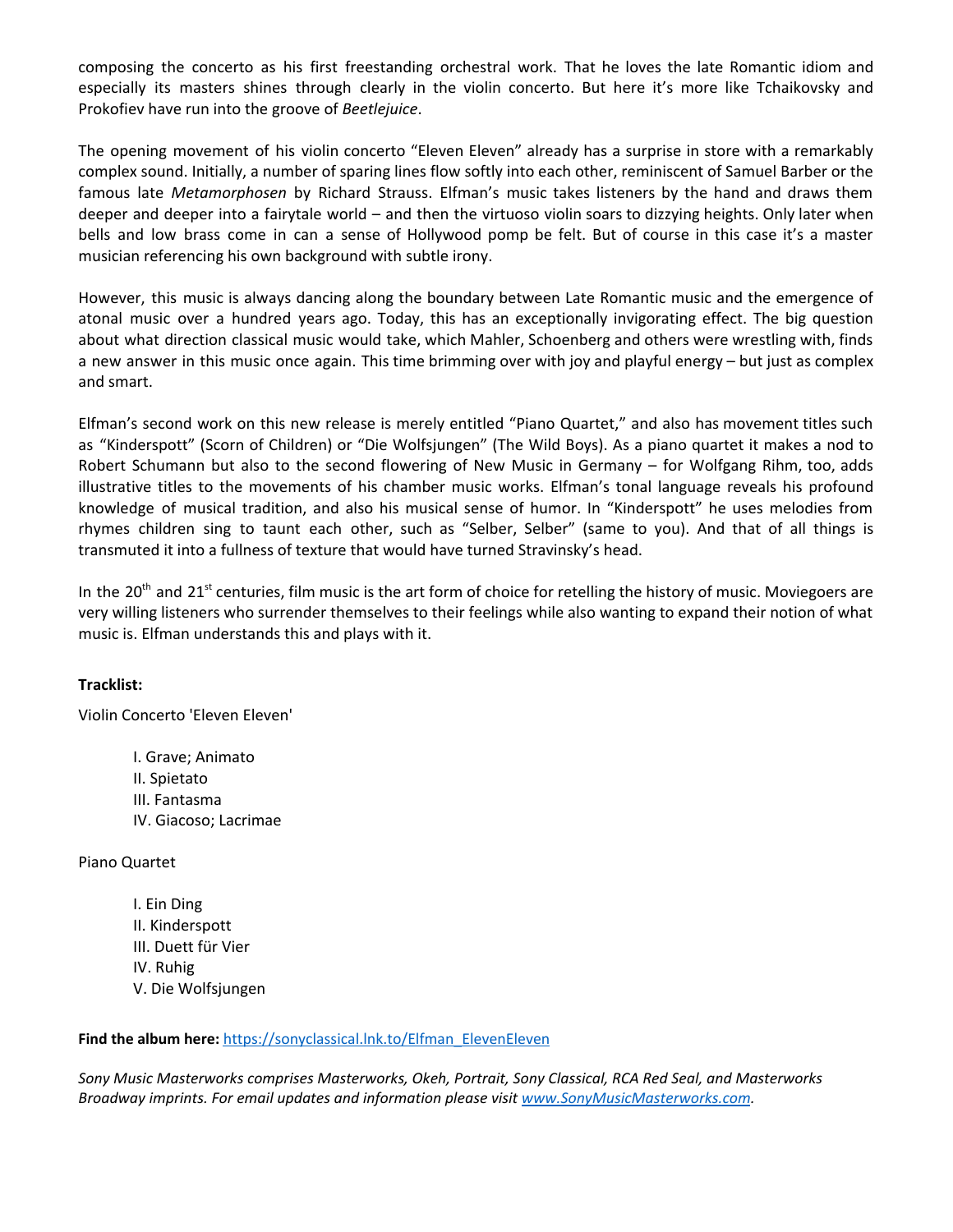composing the concerto as his first freestanding orchestral work. That he loves the late Romantic idiom and especially its masters shines through clearly in the violin concerto. But here it's more like Tchaikovsky and Prokofiev have run into the groove of *Beetlejuice*.

The opening movement of his violin concerto "Eleven Eleven" already has a surprise in store with a remarkably complex sound. Initially, a number of sparing lines flow softly into each other, reminiscent of Samuel Barber or the famous late *Metamorphosen* by Richard Strauss. Elfman's music takes listeners by the hand and draws them deeper and deeper into a fairytale world – and then the virtuoso violin soars to dizzying heights. Only later when bells and low brass come in can a sense of Hollywood pomp be felt. But of course in this case it's a master musician referencing his own background with subtle irony.

However, this music is always dancing along the boundary between Late Romantic music and the emergence of atonal music over a hundred years ago. Today, this has an exceptionally invigorating effect. The big question about what direction classical music would take, which Mahler, Schoenberg and others were wrestling with, finds a new answer in this music once again. This time brimming over with joy and playful energy – but just as complex and smart.

Elfman's second work on this new release is merely entitled "Piano Quartet," and also has movement titles such as "Kinderspott" (Scorn of Children) or "Die Wolfsjungen" (The Wild Boys). As a piano quartet it makes a nod to Robert Schumann but also to the second flowering of New Music in Germany – for Wolfgang Rihm, too, adds illustrative titles to the movements of his chamber music works. Elfman's tonal language reveals his profound knowledge of musical tradition, and also his musical sense of humor. In "Kinderspott" he uses melodies from rhymes children sing to taunt each other, such as "Selber, Selber" (same to you). And that of all things is transmuted it into a fullness of texture that would have turned Stravinsky's head.

In the 20th and 21st centuries, film music is the art form of choice for retelling the history of music. Moviegoers are very willing listeners who surrender themselves to their feelings while also wanting to expand their notion of what music is. Elfman understands this and plays with it.

**Tracklist:**

Violin Concerto 'Eleven Eleven'

- I. Grave; Animato
- II. Spietato
- III. Fantasma
- IV. Giacoso; Lacrimae

Piano Quartet

- I. Ein Ding
- II. Kinderspott
- III. Duett für Vier
- IV. Ruhig
- V. Die Wolfsjungen

**Find the album here:** https://sonyclassical.lnk.to/Elfman_ElevenEleven

*Sony Music Masterworks comprises Masterworks, Okeh, Portrait, Sony Classical, RCA Red Seal, and Masterworks Broadway imprints. For email updates and information please visit www.SonyMusicMasterworks.com.*